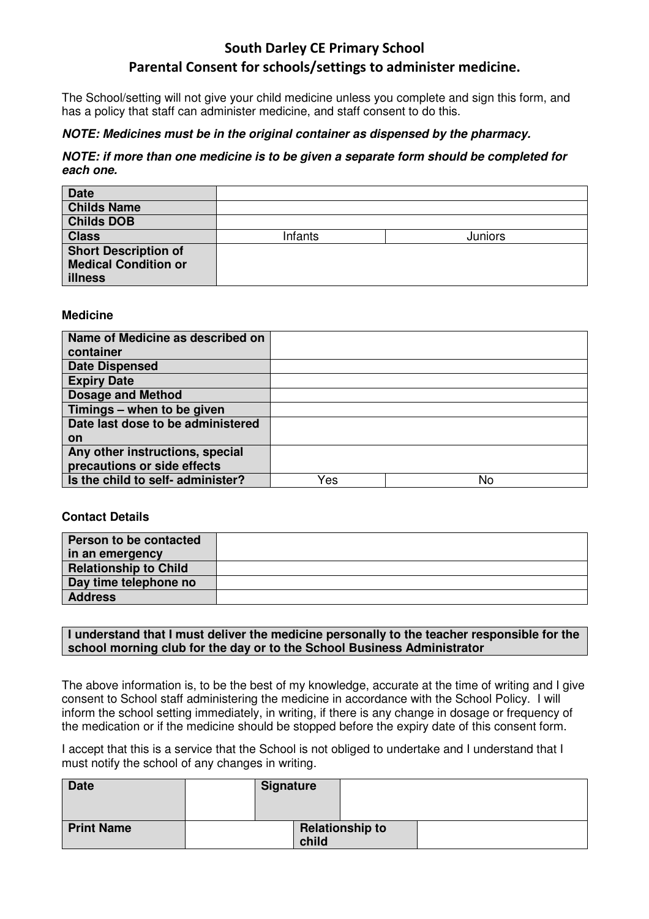# South Darley CE Primary School

## Parental Consent for schools/settings to administer medicine.

The School/setting will not give your child medicine unless you complete and sign this form, and has a policy that staff can administer medicine, and staff consent to do this.

***NOTE: Medicines must be in the original container as dispensed by the pharmacy.***

***NOTE: if more than one medicine is to be given a separate form should be completed for each one.***

| **Date** | | |
|---|---|---|
| **Childs Name** | | |
| **Childs DOB** | | |
| **Class** | Infants | Juniors |
| **Short Description of Medical Condition or illness** | | |

**Medicine**

| **Name of Medicine as described on container** | | |
|---|---|---|
| **Date Dispensed** | | |
| **Expiry Date** | | |
| **Dosage and Method** | | |
| **Timings – when to be given** | | |
| **Date last dose to be administered on** | | |
| **Any other instructions, special precautions or side effects** | | |
| **Is the child to self- administer?** | Yes | No |

**Contact Details**

| **Person to be contacted in an emergency** | |
|---|---|
| **Relationship to Child** | |
| **Day time telephone no** | |
| **Address** | |

**I understand that I must deliver the medicine personally to the teacher responsible for the school morning club for the day or to the School Business Administrator**

The above information is, to be the best of my knowledge, accurate at the time of writing and I give consent to School staff administering the medicine in accordance with the School Policy. I will inform the school setting immediately, in writing, if there is any change in dosage or frequency of the medication or if the medicine should be stopped before the expiry date of this consent form.

I accept that this is a service that the School is not obliged to undertake and I understand that I must notify the school of any changes in writing.

| **Date** | | **Signature** | |
|---|---|---|---|
| **Print Name** | | **Relationship to child** | |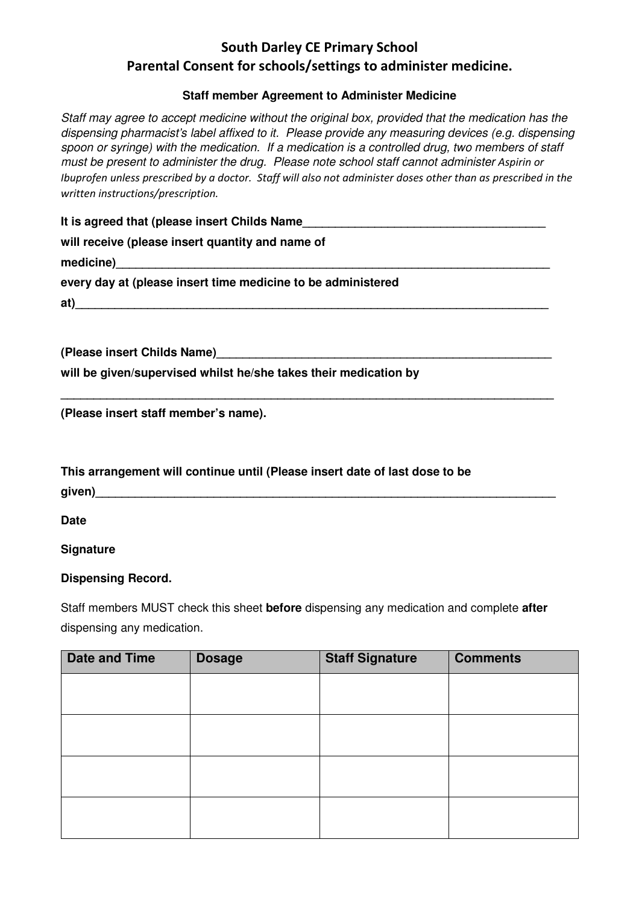# South Darley CE Primary School
# Parental Consent for schools/settings to administer medicine.

### Staff member Agreement to Administer Medicine

*Staff may agree to accept medicine without the original box, provided that the medication has the dispensing pharmacist's label affixed to it. Please provide any measuring devices (e.g. dispensing spoon or syringe) with the medication. If a medication is a controlled drug, two members of staff must be present to administer the drug. Please note school staff cannot administer Aspirin or Ibuprofen unless prescribed by a doctor. Staff will also not administer doses other than as prescribed in the written instructions/prescription.*

**It is agreed that (please insert Childs Name\_\_\_\_\_\_\_\_\_\_\_\_\_\_\_\_\_\_\_\_\_\_\_\_\_\_\_\_\_\_\_\_\_\_\_\_\_\_**

**will receive (please insert quantity and name of medicine)\_\_\_\_\_\_\_\_\_\_\_\_\_\_\_\_\_\_\_\_\_\_\_\_\_\_\_\_\_\_\_\_\_\_\_\_\_\_\_\_\_\_\_\_\_\_\_\_\_\_\_\_\_\_\_\_\_\_\_\_\_\_\_\_\_\_**

**every day at (please insert time medicine to be administered at)\_\_\_\_\_\_\_\_\_\_\_\_\_\_\_\_\_\_\_\_\_\_\_\_\_\_\_\_\_\_\_\_\_\_\_\_\_\_\_\_\_\_\_\_\_\_\_\_\_\_\_\_\_\_\_\_\_\_\_\_\_\_\_\_\_\_\_\_\_\_\_\_**

**(Please insert Childs Name)\_\_\_\_\_\_\_\_\_\_\_\_\_\_\_\_\_\_\_\_\_\_\_\_\_\_\_\_\_\_\_\_\_\_\_\_\_\_\_\_\_\_\_\_\_\_\_\_\_\_\_\_**

**will be given/supervised whilst he/she takes their medication by**

\_\_\_\_\_\_\_\_\_\_\_\_\_\_\_\_\_\_\_\_\_\_\_\_\_\_\_\_\_\_\_\_\_\_\_\_\_\_\_\_\_\_\_\_\_\_\_\_\_\_\_\_\_\_\_\_\_\_\_\_\_\_\_\_\_\_\_\_\_\_\_\_\_\_\_\_

**(Please insert staff member's name).**

**This arrangement will continue until (Please insert date of last dose to be given)\_\_\_\_\_\_\_\_\_\_\_\_\_\_\_\_\_\_\_\_\_\_\_\_\_\_\_\_\_\_\_\_\_\_\_\_\_\_\_\_\_\_\_\_\_\_\_\_\_\_\_\_\_\_\_\_\_\_\_\_\_\_\_\_\_\_\_\_\_\_\_\_**

**Date**

**Signature**

**Dispensing Record.**

Staff members MUST check this sheet **before** dispensing any medication and complete **after** dispensing any medication.

| Date and Time | Dosage | Staff Signature | Comments |
|---|---|---|---|
| | | | |
| | | | |
| | | | |
| | | | |